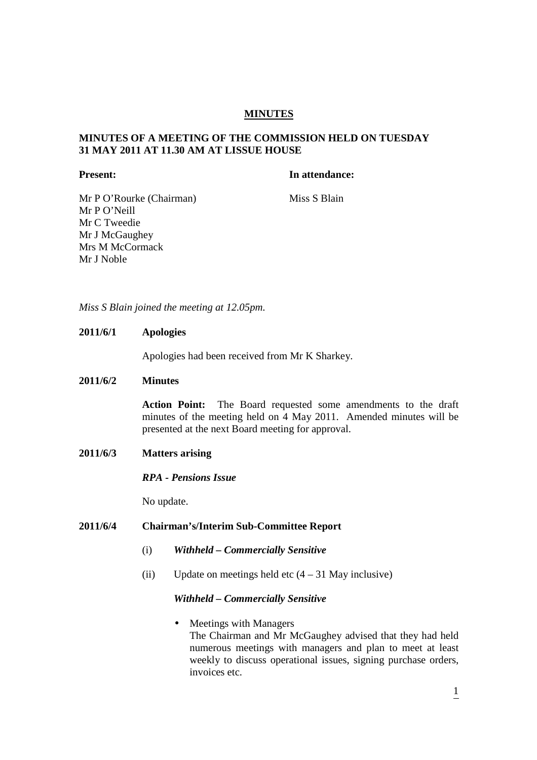# MINUTES

## MINUTES OF A MEETING OF THE COMMISSION HELD ON TUESDAY 31 MAY 2011 AT 11.30 AM AT LISSUE HOUSE

**Present:**

Mr P O'Rourke (Chairman)
Mr P O'Neill
Mr C Tweedie
Mr J McGaughey
Mrs M McCormack
Mr J Noble

**In attendance:**

Miss S Blain

*Miss S Blain joined the meeting at 12.05pm.*

**2011/6/1 Apologies**

Apologies had been received from Mr K Sharkey.

**2011/6/2 Minutes**

**Action Point:** The Board requested some amendments to the draft minutes of the meeting held on 4 May 2011. Amended minutes will be presented at the next Board meeting for approval.

**2011/6/3 Matters arising**

***RPA - Pensions Issue***

No update.

**2011/6/4 Chairman's/Interim Sub-Committee Report**

(i) ***Withheld – Commercially Sensitive***

(ii) Update on meetings held etc (4 – 31 May inclusive)

***Withheld – Commercially Sensitive***

- Meetings with Managers
  The Chairman and Mr McGaughey advised that they had held numerous meetings with managers and plan to meet at least weekly to discuss operational issues, signing purchase orders, invoices etc.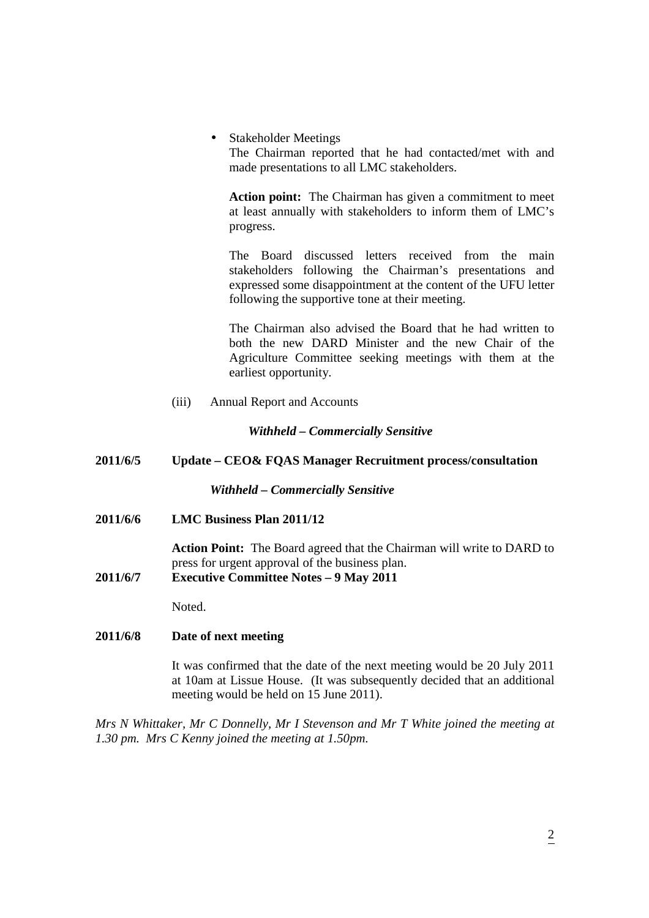- Stakeholder Meetings

  The Chairman reported that he had contacted/met with and made presentations to all LMC stakeholders.

  **Action point:** The Chairman has given a commitment to meet at least annually with stakeholders to inform them of LMC's progress.

  The Board discussed letters received from the main stakeholders following the Chairman's presentations and expressed some disappointment at the content of the UFU letter following the supportive tone at their meeting.

  The Chairman also advised the Board that he had written to both the new DARD Minister and the new Chair of the Agriculture Committee seeking meetings with them at the earliest opportunity.

(iii) Annual Report and Accounts

***Withheld – Commercially Sensitive***

**2011/6/5 Update – CEO& FQAS Manager Recruitment process/consultation**

***Withheld – Commercially Sensitive***

**2011/6/6 LMC Business Plan 2011/12**

**Action Point:** The Board agreed that the Chairman will write to DARD to press for urgent approval of the business plan.

**2011/6/7 Executive Committee Notes – 9 May 2011**

Noted.

**2011/6/8 Date of next meeting**

It was confirmed that the date of the next meeting would be 20 July 2011 at 10am at Lissue House. (It was subsequently decided that an additional meeting would be held on 15 June 2011).

*Mrs N Whittaker, Mr C Donnelly, Mr I Stevenson and Mr T White joined the meeting at 1.30 pm. Mrs C Kenny joined the meeting at 1.50pm.*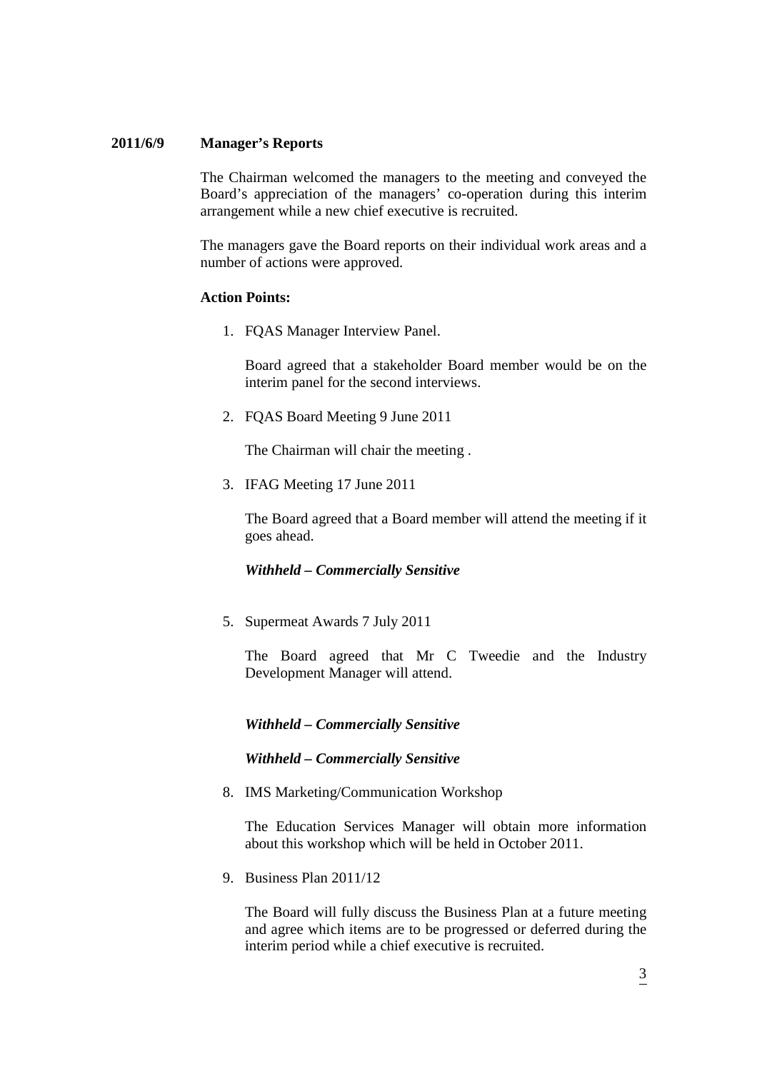**2011/6/9 Manager's Reports**

The Chairman welcomed the managers to the meeting and conveyed the Board's appreciation of the managers' co-operation during this interim arrangement while a new chief executive is recruited.

The managers gave the Board reports on their individual work areas and a number of actions were approved.

**Action Points:**

1. FQAS Manager Interview Panel.

   Board agreed that a stakeholder Board member would be on the interim panel for the second interviews.

2. FQAS Board Meeting 9 June 2011

   The Chairman will chair the meeting .

3. IFAG Meeting 17 June 2011

   The Board agreed that a Board member will attend the meeting if it goes ahead.

   ***Withheld – Commercially Sensitive***

5. Supermeat Awards 7 July 2011

   The Board agreed that Mr C Tweedie and the Industry Development Manager will attend.

   ***Withheld – Commercially Sensitive***

   ***Withheld – Commercially Sensitive***

8. IMS Marketing/Communication Workshop

   The Education Services Manager will obtain more information about this workshop which will be held in October 2011.

9. Business Plan 2011/12

   The Board will fully discuss the Business Plan at a future meeting and agree which items are to be progressed or deferred during the interim period while a chief executive is recruited.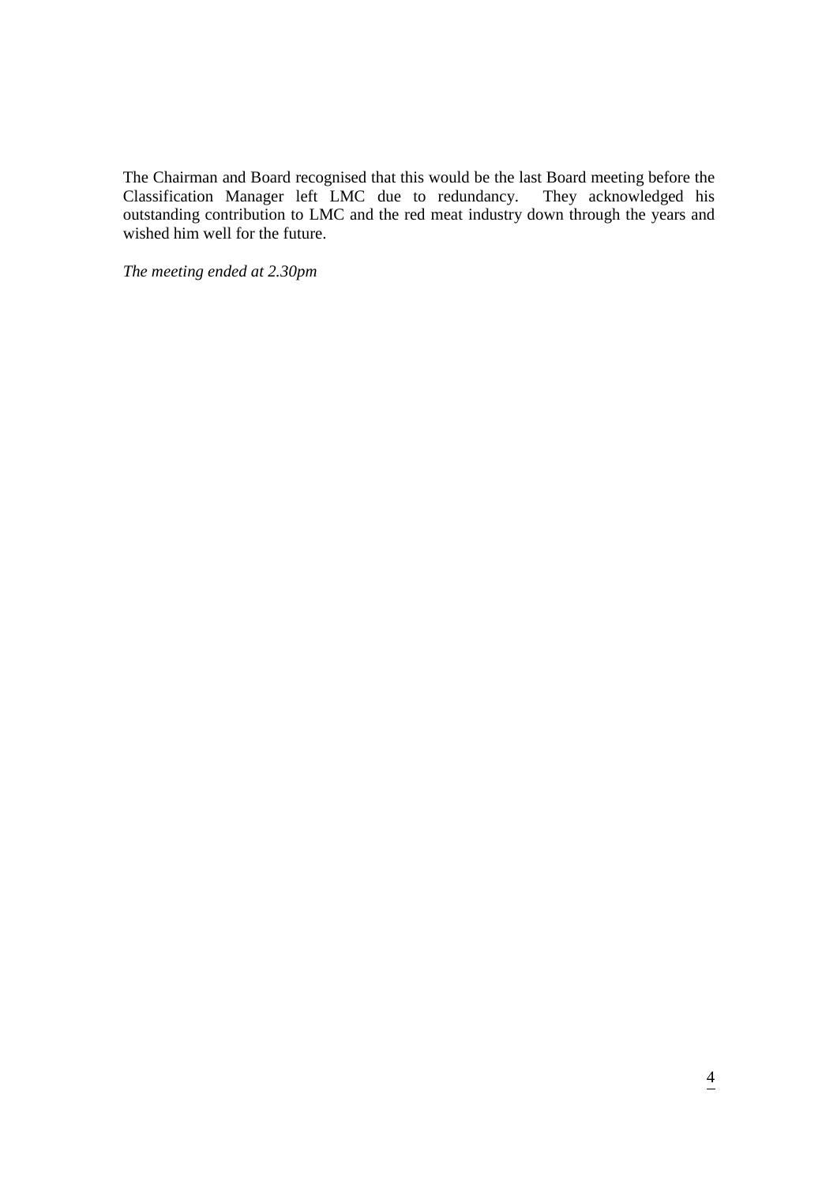The Chairman and Board recognised that this would be the last Board meeting before the Classification Manager left LMC due to redundancy. They acknowledged his outstanding contribution to LMC and the red meat industry down through the years and wished him well for the future.

*The meeting ended at 2.30pm*